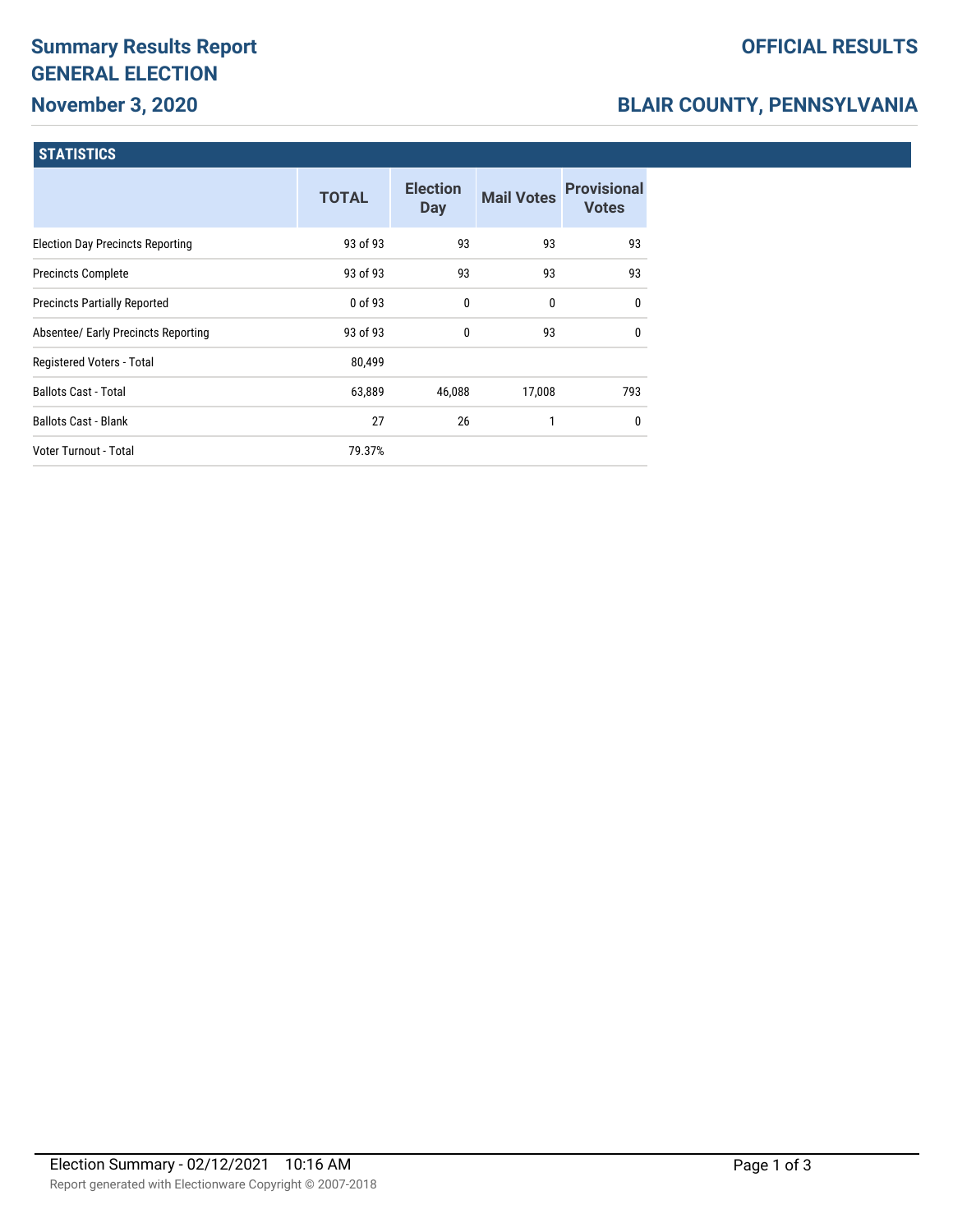# Summary Results Report
# GENERAL ELECTION
## November 3, 2020

# OFFICIAL RESULTS

## BLAIR COUNTY, PENNSYLVANIA

### STATISTICS

| | TOTAL | Election Day | Mail Votes | Provisional Votes |
|---|---|---|---|---|
| Election Day Precincts Reporting | 93 of 93 | 93 | 93 | 93 |
| Precincts Complete | 93 of 93 | 93 | 93 | 93 |
| Precincts Partially Reported | 0 of 93 | 0 | 0 | 0 |
| Absentee/ Early Precincts Reporting | 93 of 93 | 0 | 93 | 0 |
| Registered Voters - Total | 80,499 | | | |
| Ballots Cast - Total | 63,889 | 46,088 | 17,008 | 793 |
| Ballots Cast - Blank | 27 | 26 | 1 | 0 |
| Voter Turnout - Total | 79.37% | | | |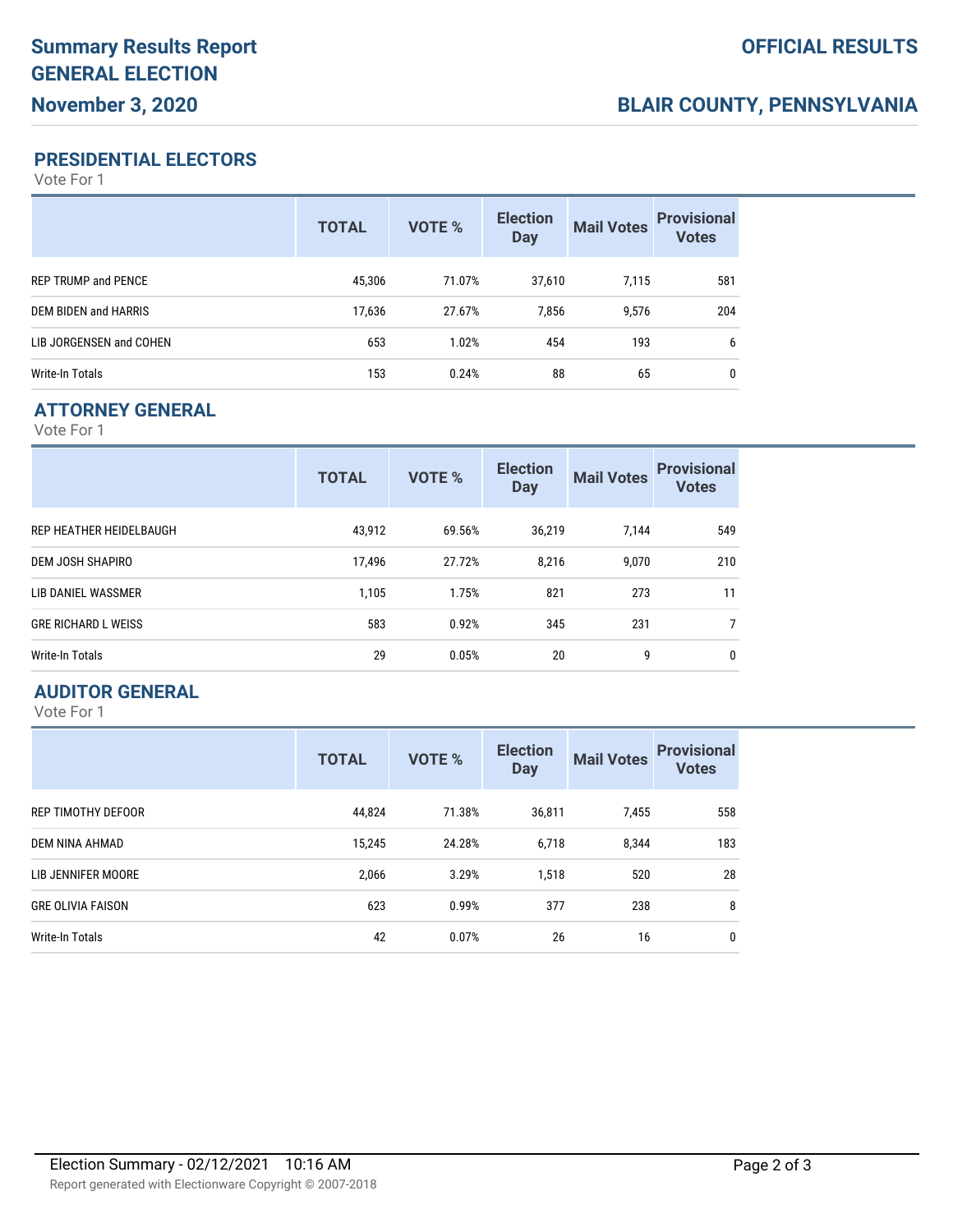# Summary Results Report GENERAL ELECTION

## November 3, 2020

**OFFICIAL RESULTS**

**BLAIR COUNTY, PENNSYLVANIA**

### PRESIDENTIAL ELECTORS

Vote For 1

| | TOTAL | VOTE % | Election Day | Mail Votes | Provisional Votes |
|---|---|---|---|---|---|
| REP TRUMP and PENCE | 45,306 | 71.07% | 37,610 | 7,115 | 581 |
| DEM BIDEN and HARRIS | 17,636 | 27.67% | 7,856 | 9,576 | 204 |
| LIB JORGENSEN and COHEN | 653 | 1.02% | 454 | 193 | 6 |
| Write-In Totals | 153 | 0.24% | 88 | 65 | 0 |

### ATTORNEY GENERAL

Vote For 1

| | TOTAL | VOTE % | Election Day | Mail Votes | Provisional Votes |
|---|---|---|---|---|---|
| REP HEATHER HEIDELBAUGH | 43,912 | 69.56% | 36,219 | 7,144 | 549 |
| DEM JOSH SHAPIRO | 17,496 | 27.72% | 8,216 | 9,070 | 210 |
| LIB DANIEL WASSMER | 1,105 | 1.75% | 821 | 273 | 11 |
| GRE RICHARD L WEISS | 583 | 0.92% | 345 | 231 | 7 |
| Write-In Totals | 29 | 0.05% | 20 | 9 | 0 |

### AUDITOR GENERAL

Vote For 1

| | TOTAL | VOTE % | Election Day | Mail Votes | Provisional Votes |
|---|---|---|---|---|---|
| REP TIMOTHY DEFOOR | 44,824 | 71.38% | 36,811 | 7,455 | 558 |
| DEM NINA AHMAD | 15,245 | 24.28% | 6,718 | 8,344 | 183 |
| LIB JENNIFER MOORE | 2,066 | 3.29% | 1,518 | 520 | 28 |
| GRE OLIVIA FAISON | 623 | 0.99% | 377 | 238 | 8 |
| Write-In Totals | 42 | 0.07% | 26 | 16 | 0 |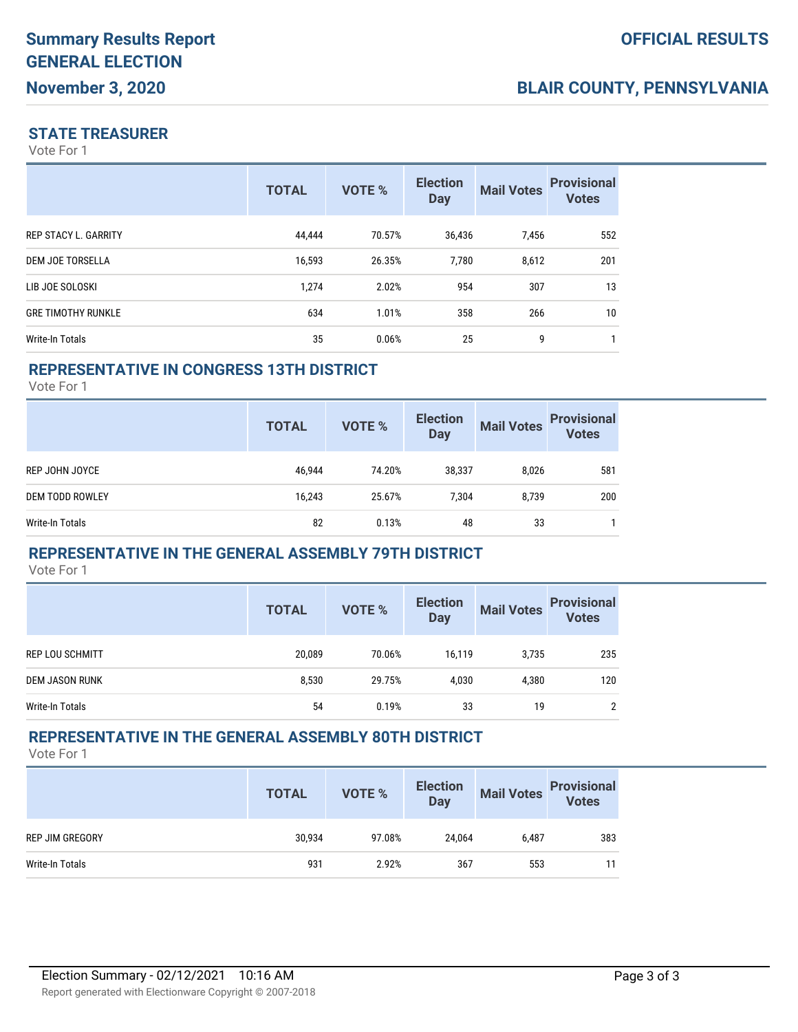# Summary Results Report GENERAL ELECTION

**November 3, 2020**

**OFFICIAL RESULTS**

**BLAIR COUNTY, PENNSYLVANIA**

## STATE TREASURER

Vote For 1

| | TOTAL | VOTE % | Election Day | Mail Votes | Provisional Votes |
|---|---|---|---|---|---|
| REP STACY L. GARRITY | 44,444 | 70.57% | 36,436 | 7,456 | 552 |
| DEM JOE TORSELLA | 16,593 | 26.35% | 7,780 | 8,612 | 201 |
| LIB JOE SOLOSKI | 1,274 | 2.02% | 954 | 307 | 13 |
| GRE TIMOTHY RUNKLE | 634 | 1.01% | 358 | 266 | 10 |
| Write-In Totals | 35 | 0.06% | 25 | 9 | 1 |

## REPRESENTATIVE IN CONGRESS 13TH DISTRICT

Vote For 1

| | TOTAL | VOTE % | Election Day | Mail Votes | Provisional Votes |
|---|---|---|---|---|---|
| REP JOHN JOYCE | 46,944 | 74.20% | 38,337 | 8,026 | 581 |
| DEM TODD ROWLEY | 16,243 | 25.67% | 7,304 | 8,739 | 200 |
| Write-In Totals | 82 | 0.13% | 48 | 33 | 1 |

## REPRESENTATIVE IN THE GENERAL ASSEMBLY 79TH DISTRICT

Vote For 1

| | TOTAL | VOTE % | Election Day | Mail Votes | Provisional Votes |
|---|---|---|---|---|---|
| REP LOU SCHMITT | 20,089 | 70.06% | 16,119 | 3,735 | 235 |
| DEM JASON RUNK | 8,530 | 29.75% | 4,030 | 4,380 | 120 |
| Write-In Totals | 54 | 0.19% | 33 | 19 | 2 |

## REPRESENTATIVE IN THE GENERAL ASSEMBLY 80TH DISTRICT

Vote For 1

| | TOTAL | VOTE % | Election Day | Mail Votes | Provisional Votes |
|---|---|---|---|---|---|
| REP JIM GREGORY | 30,934 | 97.08% | 24,064 | 6,487 | 383 |
| Write-In Totals | 931 | 2.92% | 367 | 553 | 11 |

Election Summary - 02/12/2021 10:16 AM

Report generated with Electionware Copyright © 2007-2018